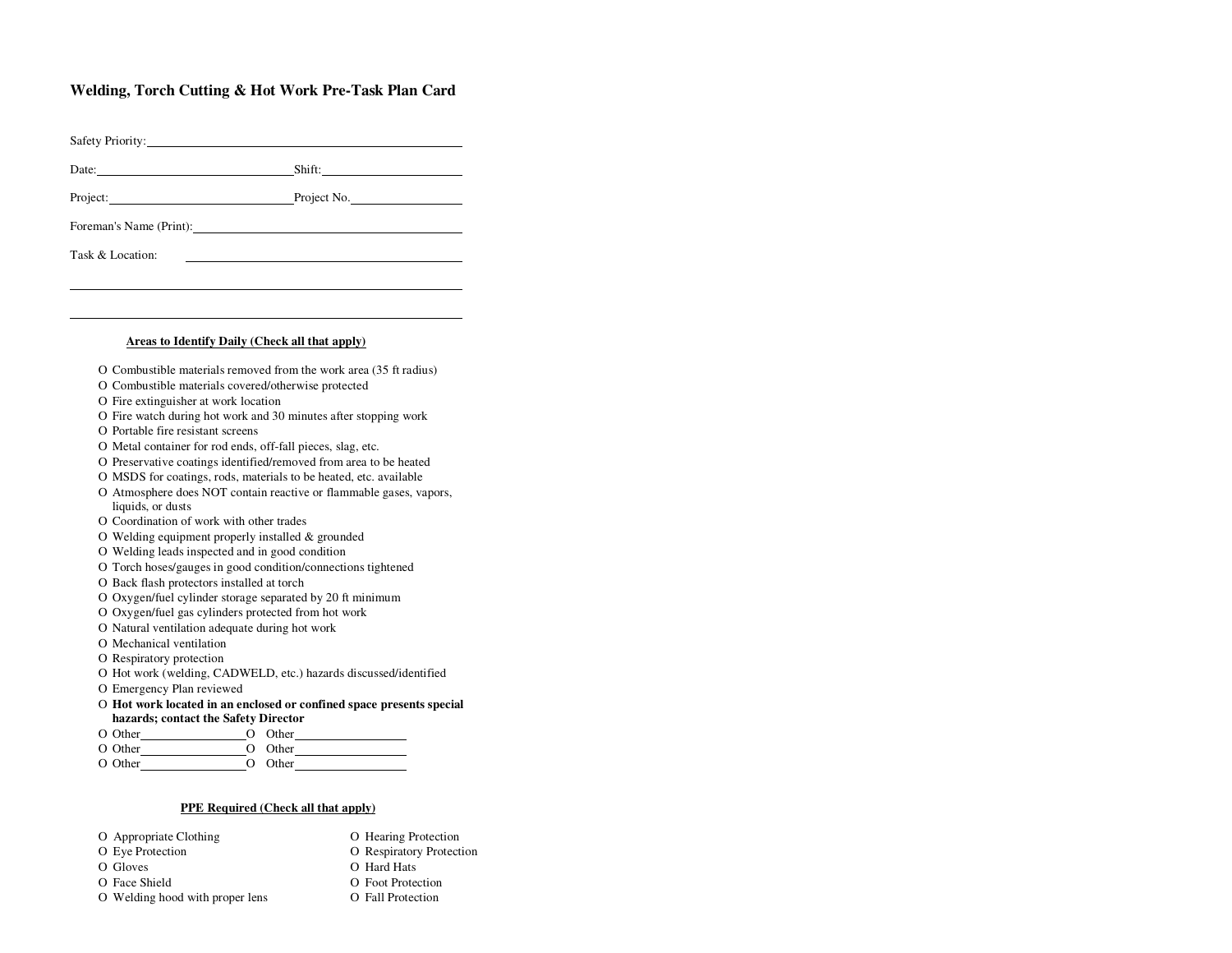# Welding, Torch Cutting & Hot Work Pre-Task Plan Card

Safety Priority: ______________________________

Date: ____________________ Shift: ____________________

Project: ____________________ Project No. ____________________

Foreman's Name (Print): ______________________________

Task & Location: ______________________________

______________________________

______________________________

**Areas to Identify Daily (Check all that apply)**

- O Combustible materials removed from the work area (35 ft radius)
- O Combustible materials covered/otherwise protected
- O Fire extinguisher at work location
- O Fire watch during hot work and 30 minutes after stopping work
- O Portable fire resistant screens
- O Metal container for rod ends, off-fall pieces, slag, etc.
- O Preservative coatings identified/removed from area to be heated
- O MSDS for coatings, rods, materials to be heated, etc. available
- O Atmosphere does NOT contain reactive or flammable gases, vapors, liquids, or dusts
- O Coordination of work with other trades
- O Welding equipment properly installed & grounded
- O Welding leads inspected and in good condition
- O Torch hoses/gauges in good condition/connections tightened
- O Back flash protectors installed at torch
- O Oxygen/fuel cylinder storage separated by 20 ft minimum
- O Oxygen/fuel gas cylinders protected from hot work
- O Natural ventilation adequate during hot work
- O Mechanical ventilation
- O Respiratory protection
- O Hot work (welding, CADWELD, etc.) hazards discussed/identified
- O Emergency Plan reviewed
- O **Hot work located in an enclosed or confined space presents special hazards; contact the Safety Director**
- O Other__________ O Other__________
- O Other__________ O Other__________
- O Other__________ O Other__________

**PPE Required (Check all that apply)**

- O Appropriate Clothing
- O Eye Protection
- O Gloves
- O Face Shield
- O Welding hood with proper lens
- O Hearing Protection
- O Respiratory Protection
- O Hard Hats
- O Foot Protection
- O Fall Protection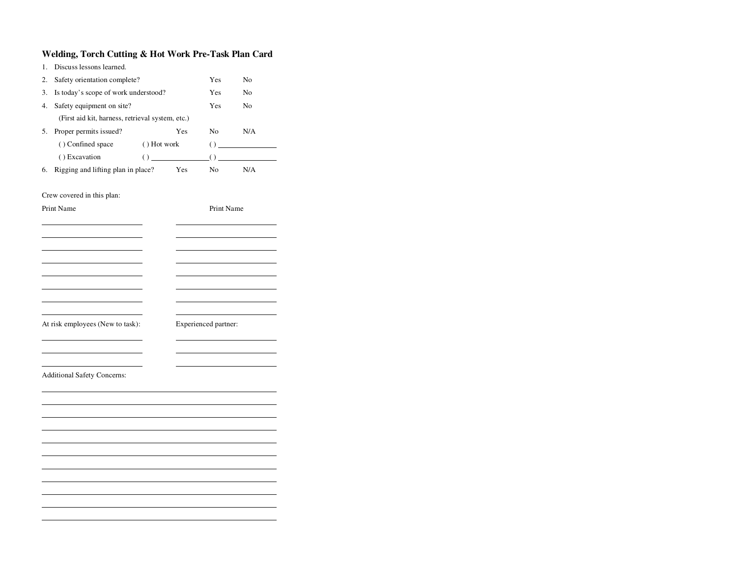## Welding, Torch Cutting & Hot Work Pre-Task Plan Card

1. Discuss lessons learned.
2. Safety orientation complete? Yes No
3. Is today's scope of work understood? Yes No
4. Safety equipment on site? Yes No
   (First aid kit, harness, retrieval system, etc.)
5. Proper permits issued? Yes No N/A
   ( ) Confined space ( ) Hot work ( ) ______________
   ( ) Excavation ( ) ______________ ( ) ______________
6. Rigging and lifting plan in place? Yes No N/A

Crew covered in this plan:

| Print Name | Print Name |
|---|---|
| | |
| | |
| | |
| | |
| | |
| | |
| | |
| | |

| At risk employees (New to task): | Experienced partner: |
|---|---|
| | |
| | |
| | |

Additional Safety Concerns:

_______________________________________________

_______________________________________________

_______________________________________________

_______________________________________________

_______________________________________________

_______________________________________________

_______________________________________________

_______________________________________________

_______________________________________________

_______________________________________________

_______________________________________________